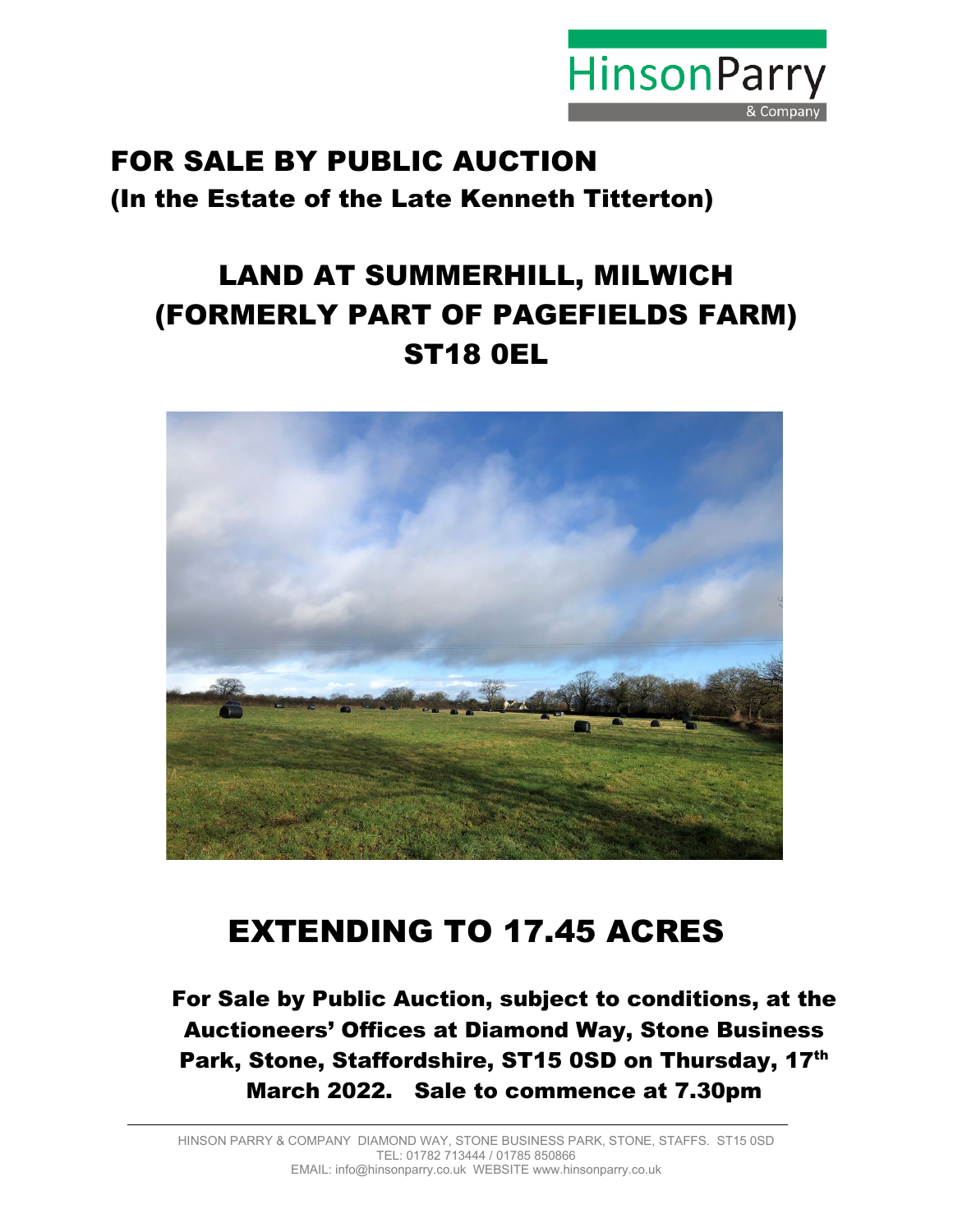HinsonParry & Company

# FOR SALE BY PUBLIC AUCTION

## (In the Estate of the Late Kenneth Titterton)

# LAND AT SUMMERHILL, MILWICH (FORMERLY PART OF PAGEFIELDS FARM) ST18 0EL

# EXTENDING TO 17.45 ACRES

**For Sale by Public Auction, subject to conditions, at the Auctioneers' Offices at Diamond Way, Stone Business Park, Stone, Staffordshire, ST15 0SD on Thursday, 17th March 2022. Sale to commence at 7.30pm**

HINSON PARRY & COMPANY DIAMOND WAY, STONE BUSINESS PARK, STONE, STAFFS. ST15 0SD
TEL: 01782 713444 / 01785 850866
EMAIL: info@hinsonparry.co.uk WEBSITE www.hinsonparry.co.uk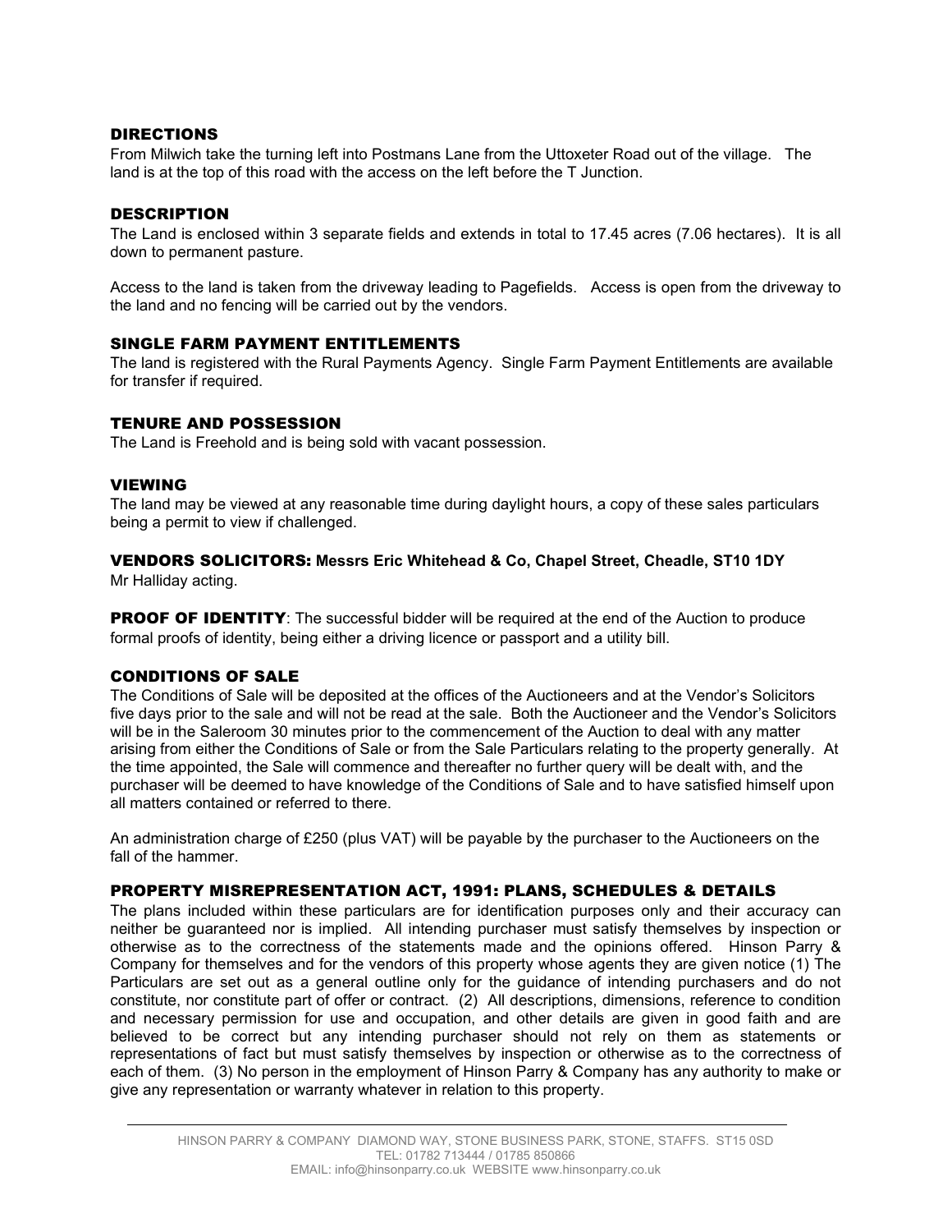## DIRECTIONS

From Milwich take the turning left into Postmans Lane from the Uttoxeter Road out of the village. The land is at the top of this road with the access on the left before the T Junction.

## DESCRIPTION

The Land is enclosed within 3 separate fields and extends in total to 17.45 acres (7.06 hectares). It is all down to permanent pasture.

Access to the land is taken from the driveway leading to Pagefields. Access is open from the driveway to the land and no fencing will be carried out by the vendors.

## SINGLE FARM PAYMENT ENTITLEMENTS

The land is registered with the Rural Payments Agency. Single Farm Payment Entitlements are available for transfer if required.

## TENURE AND POSSESSION

The Land is Freehold and is being sold with vacant possession.

## VIEWING

The land may be viewed at any reasonable time during daylight hours, a copy of these sales particulars being a permit to view if challenged.

**VENDORS SOLICITORS: Messrs Eric Whitehead & Co, Chapel Street, Cheadle, ST10 1DY**
Mr Halliday acting.

**PROOF OF IDENTITY**: The successful bidder will be required at the end of the Auction to produce formal proofs of identity, being either a driving licence or passport and a utility bill.

## CONDITIONS OF SALE

The Conditions of Sale will be deposited at the offices of the Auctioneers and at the Vendor's Solicitors five days prior to the sale and will not be read at the sale. Both the Auctioneer and the Vendor's Solicitors will be in the Saleroom 30 minutes prior to the commencement of the Auction to deal with any matter arising from either the Conditions of Sale or from the Sale Particulars relating to the property generally. At the time appointed, the Sale will commence and thereafter no further query will be dealt with, and the purchaser will be deemed to have knowledge of the Conditions of Sale and to have satisfied himself upon all matters contained or referred to there.

An administration charge of £250 (plus VAT) will be payable by the purchaser to the Auctioneers on the fall of the hammer.

## PROPERTY MISREPRESENTATION ACT, 1991: PLANS, SCHEDULES & DETAILS

The plans included within these particulars are for identification purposes only and their accuracy can neither be guaranteed nor is implied. All intending purchaser must satisfy themselves by inspection or otherwise as to the correctness of the statements made and the opinions offered. Hinson Parry & Company for themselves and for the vendors of this property whose agents they are given notice (1) The Particulars are set out as a general outline only for the guidance of intending purchasers and do not constitute, nor constitute part of offer or contract. (2) All descriptions, dimensions, reference to condition and necessary permission for use and occupation, and other details are given in good faith and are believed to be correct but any intending purchaser should not rely on them as statements or representations of fact but must satisfy themselves by inspection or otherwise as to the correctness of each of them. (3) No person in the employment of Hinson Parry & Company has any authority to make or give any representation or warranty whatever in relation to this property.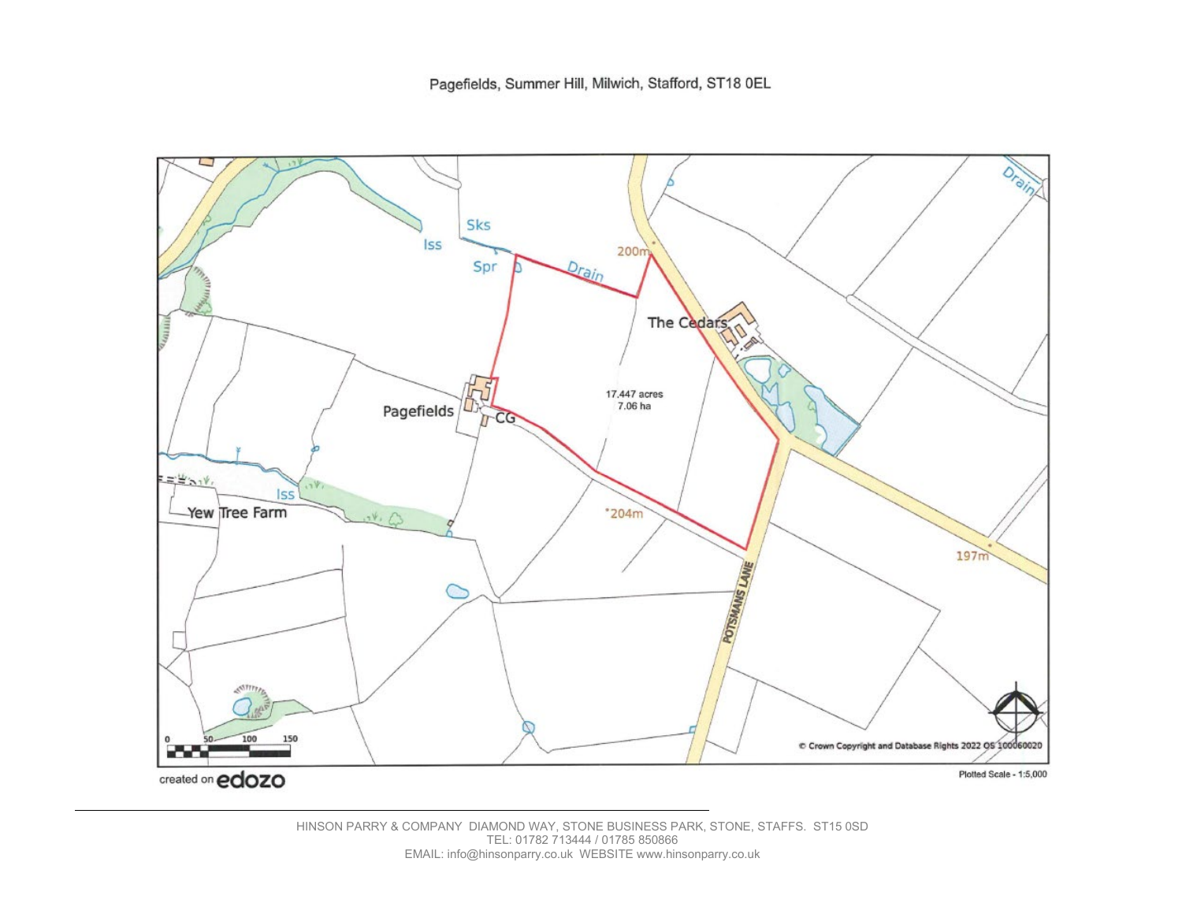Pagefields, Summer Hill, Milwich, Stafford, ST18 0EL

Sks
Iss
Spr
Drain
200m
The Cedars
17.447 acres
7.06 ha
Pagefields
CG
Iss
Yew Tree Farm
*204m
197m
POTSMANS LANE
Drain

0 50 100 150

© Crown Copyright and Database Rights 2022 OS 100060020

created on edozo

Plotted Scale - 1:5,000

HINSON PARRY & COMPANY DIAMOND WAY, STONE BUSINESS PARK, STONE, STAFFS. ST15 0SD
TEL: 01782 713444 / 01785 850866
EMAIL: info@hinsonparry.co.uk WEBSITE www.hinsonparry.co.uk